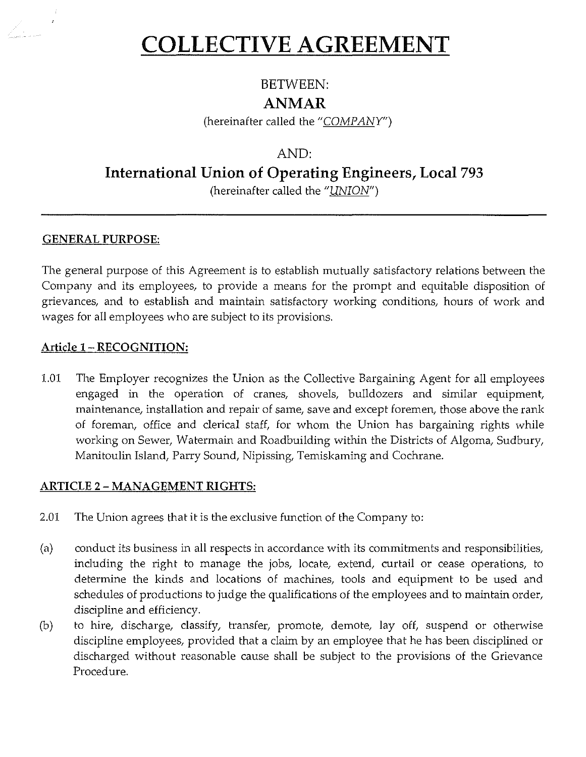# COLLECTIVE AGREEMENT

BETWEEN:

**ANMAR**

(hereinafter called the "*COMPANY*")

AND:

**International Union of Operating Engineers, Local 793**

(hereinafter called the "*UNION*")

---

## GENERAL PURPOSE:

The general purpose of this Agreement is to establish mutually satisfactory relations between the Company and its employees, to provide a means for the prompt and equitable disposition of grievances, and to establish and maintain satisfactory working conditions, hours of work and wages for all employees who are subject to its provisions.

## Article 1 – RECOGNITION:

1.01 The Employer recognizes the Union as the Collective Bargaining Agent for all employees engaged in the operation of cranes, shovels, bulldozers and similar equipment, maintenance, installation and repair of same, save and except foremen, those above the rank of foreman, office and clerical staff, for whom the Union has bargaining rights while working on Sewer, Watermain and Roadbuilding within the Districts of Algoma, Sudbury, Manitoulin Island, Parry Sound, Nipissing, Temiskaming and Cochrane.

## ARTICLE 2 – MANAGEMENT RIGHTS:

2.01 The Union agrees that it is the exclusive function of the Company to:

(a) conduct its business in all respects in accordance with its commitments and responsibilities, including the right to manage the jobs, locate, extend, curtail or cease operations, to determine the kinds and locations of machines, tools and equipment to be used and schedules of productions to judge the qualifications of the employees and to maintain order, discipline and efficiency.

(b) to hire, discharge, classify, transfer, promote, demote, lay off, suspend or otherwise discipline employees, provided that a claim by an employee that he has been disciplined or discharged without reasonable cause shall be subject to the provisions of the Grievance Procedure.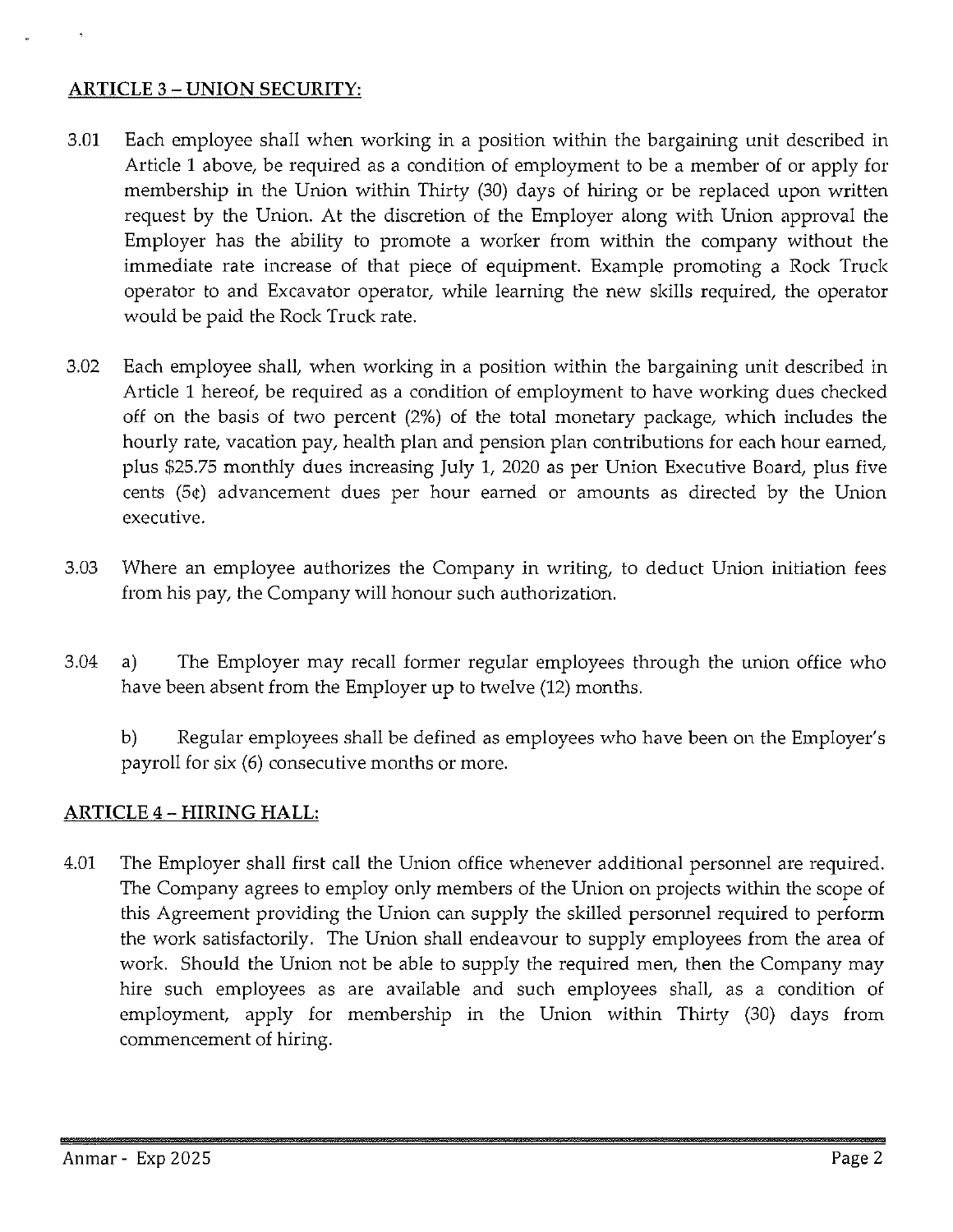## ARTICLE 3 – UNION SECURITY:

3.01 Each employee shall when working in a position within the bargaining unit described in Article 1 above, be required as a condition of employment to be a member of or apply for membership in the Union within Thirty (30) days of hiring or be replaced upon written request by the Union. At the discretion of the Employer along with Union approval the Employer has the ability to promote a worker from within the company without the immediate rate increase of that piece of equipment. Example promoting a Rock Truck operator to and Excavator operator, while learning the new skills required, the operator would be paid the Rock Truck rate.

3.02 Each employee shall, when working in a position within the bargaining unit described in Article 1 hereof, be required as a condition of employment to have working dues checked off on the basis of two percent (2%) of the total monetary package, which includes the hourly rate, vacation pay, health plan and pension plan contributions for each hour earned, plus $25.75 monthly dues increasing July 1, 2020 as per Union Executive Board, plus five cents (5¢) advancement dues per hour earned or amounts as directed by the Union executive.

3.03 Where an employee authorizes the Company in writing, to deduct Union initiation fees from his pay, the Company will honour such authorization.

3.04 a) The Employer may recall former regular employees through the union office who have been absent from the Employer up to twelve (12) months.

b) Regular employees shall be defined as employees who have been on the Employer's payroll for six (6) consecutive months or more.

## ARTICLE 4 – HIRING HALL:

4.01 The Employer shall first call the Union office whenever additional personnel are required. The Company agrees to employ only members of the Union on projects within the scope of this Agreement providing the Union can supply the skilled personnel required to perform the work satisfactorily. The Union shall endeavour to supply employees from the area of work. Should the Union not be able to supply the required men, then the Company may hire such employees as are available and such employees shall, as a condition of employment, apply for membership in the Union within Thirty (30) days from commencement of hiring.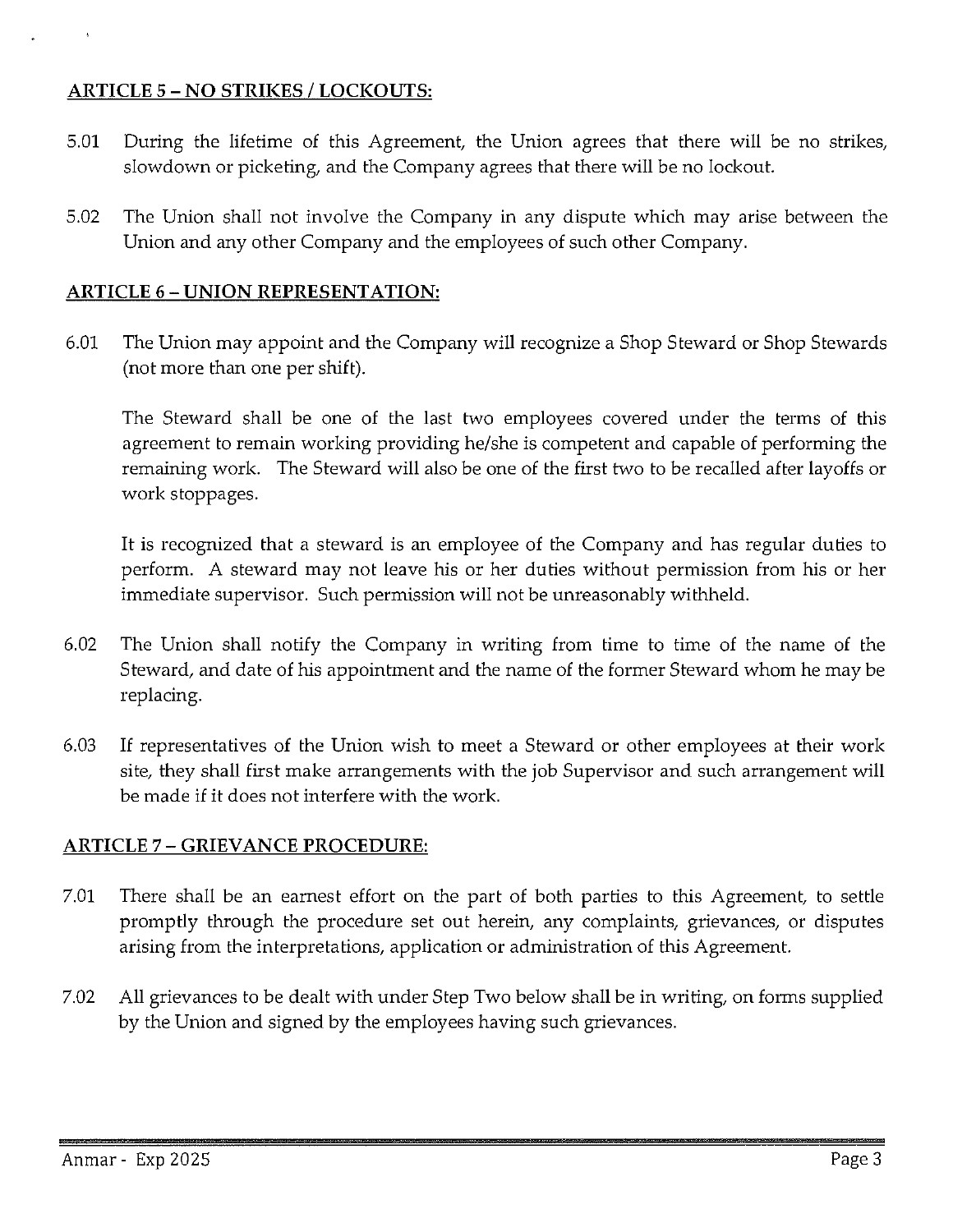## ARTICLE 5 – NO STRIKES / LOCKOUTS:

5.01 During the lifetime of this Agreement, the Union agrees that there will be no strikes, slowdown or picketing, and the Company agrees that there will be no lockout.

5.02 The Union shall not involve the Company in any dispute which may arise between the Union and any other Company and the employees of such other Company.

## ARTICLE 6 – UNION REPRESENTATION:

6.01 The Union may appoint and the Company will recognize a Shop Steward or Shop Stewards (not more than one per shift).

The Steward shall be one of the last two employees covered under the terms of this agreement to remain working providing he/she is competent and capable of performing the remaining work. The Steward will also be one of the first two to be recalled after layoffs or work stoppages.

It is recognized that a steward is an employee of the Company and has regular duties to perform. A steward may not leave his or her duties without permission from his or her immediate supervisor. Such permission will not be unreasonably withheld.

6.02 The Union shall notify the Company in writing from time to time of the name of the Steward, and date of his appointment and the name of the former Steward whom he may be replacing.

6.03 If representatives of the Union wish to meet a Steward or other employees at their work site, they shall first make arrangements with the job Supervisor and such arrangement will be made if it does not interfere with the work.

## ARTICLE 7 – GRIEVANCE PROCEDURE:

7.01 There shall be an earnest effort on the part of both parties to this Agreement, to settle promptly through the procedure set out herein, any complaints, grievances, or disputes arising from the interpretations, application or administration of this Agreement.

7.02 All grievances to be dealt with under Step Two below shall be in writing, on forms supplied by the Union and signed by the employees having such grievances.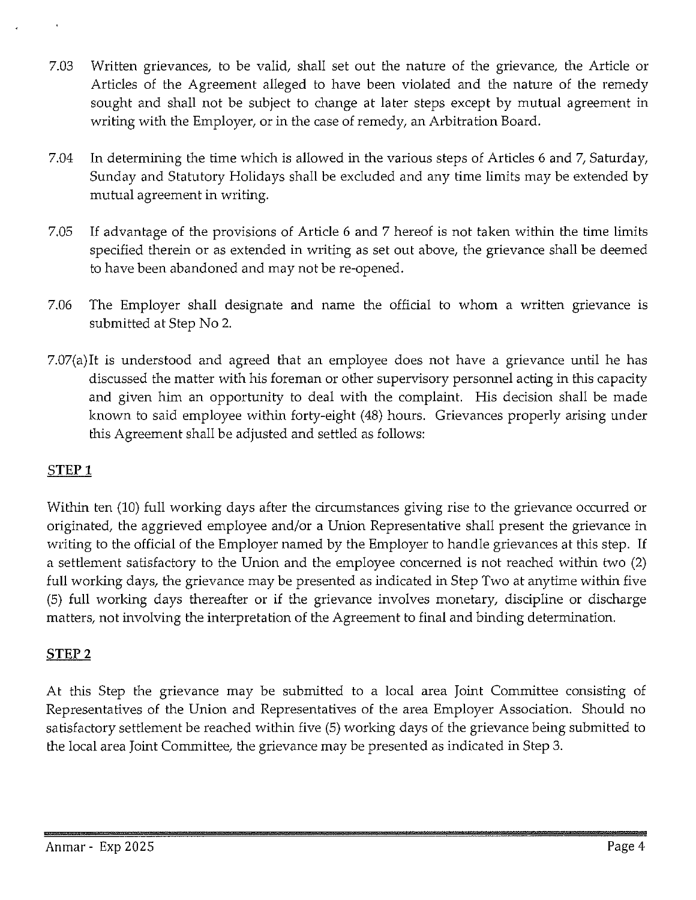7.03 Written grievances, to be valid, shall set out the nature of the grievance, the Article or Articles of the Agreement alleged to have been violated and the nature of the remedy sought and shall not be subject to change at later steps except by mutual agreement in writing with the Employer, or in the case of remedy, an Arbitration Board.

7.04 In determining the time which is allowed in the various steps of Articles 6 and 7, Saturday, Sunday and Statutory Holidays shall be excluded and any time limits may be extended by mutual agreement in writing.

7.05 If advantage of the provisions of Article 6 and 7 hereof is not taken within the time limits specified therein or as extended in writing as set out above, the grievance shall be deemed to have been abandoned and may not be re-opened.

7.06 The Employer shall designate and name the official to whom a written grievance is submitted at Step No 2.

7.07(a) It is understood and agreed that an employee does not have a grievance until he has discussed the matter with his foreman or other supervisory personnel acting in this capacity and given him an opportunity to deal with the complaint. His decision shall be made known to said employee within forty-eight (48) hours. Grievances properly arising under this Agreement shall be adjusted and settled as follows:

**STEP 1**

Within ten (10) full working days after the circumstances giving rise to the grievance occurred or originated, the aggrieved employee and/or a Union Representative shall present the grievance in writing to the official of the Employer named by the Employer to handle grievances at this step. If a settlement satisfactory to the Union and the employee concerned is not reached within two (2) full working days, the grievance may be presented as indicated in Step Two at anytime within five (5) full working days thereafter or if the grievance involves monetary, discipline or discharge matters, not involving the interpretation of the Agreement to final and binding determination.

**STEP 2**

At this Step the grievance may be submitted to a local area Joint Committee consisting of Representatives of the Union and Representatives of the area Employer Association. Should no satisfactory settlement be reached within five (5) working days of the grievance being submitted to the local area Joint Committee, the grievance may be presented as indicated in Step 3.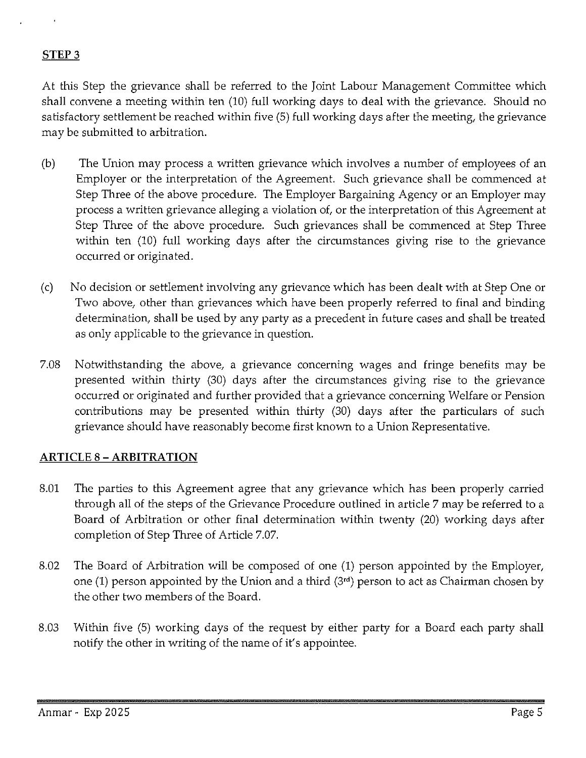**STEP 3**

At this Step the grievance shall be referred to the Joint Labour Management Committee which shall convene a meeting within ten (10) full working days to deal with the grievance. Should no satisfactory settlement be reached within five (5) full working days after the meeting, the grievance may be submitted to arbitration.

(b) The Union may process a written grievance which involves a number of employees of an Employer or the interpretation of the Agreement. Such grievance shall be commenced at Step Three of the above procedure. The Employer Bargaining Agency or an Employer may process a written grievance alleging a violation of, or the interpretation of this Agreement at Step Three of the above procedure. Such grievances shall be commenced at Step Three within ten (10) full working days after the circumstances giving rise to the grievance occurred or originated.

(c) No decision or settlement involving any grievance which has been dealt with at Step One or Two above, other than grievances which have been properly referred to final and binding determination, shall be used by any party as a precedent in future cases and shall be treated as only applicable to the grievance in question.

7.08 Notwithstanding the above, a grievance concerning wages and fringe benefits may be presented within thirty (30) days after the circumstances giving rise to the grievance occurred or originated and further provided that a grievance concerning Welfare or Pension contributions may be presented within thirty (30) days after the particulars of such grievance should have reasonably become first known to a Union Representative.

## ARTICLE 8 – ARBITRATION

8.01 The parties to this Agreement agree that any grievance which has been properly carried through all of the steps of the Grievance Procedure outlined in article 7 may be referred to a Board of Arbitration or other final determination within twenty (20) working days after completion of Step Three of Article 7.07.

8.02 The Board of Arbitration will be composed of one (1) person appointed by the Employer, one (1) person appointed by the Union and a third (3rd) person to act as Chairman chosen by the other two members of the Board.

8.03 Within five (5) working days of the request by either party for a Board each party shall notify the other in writing of the name of it's appointee.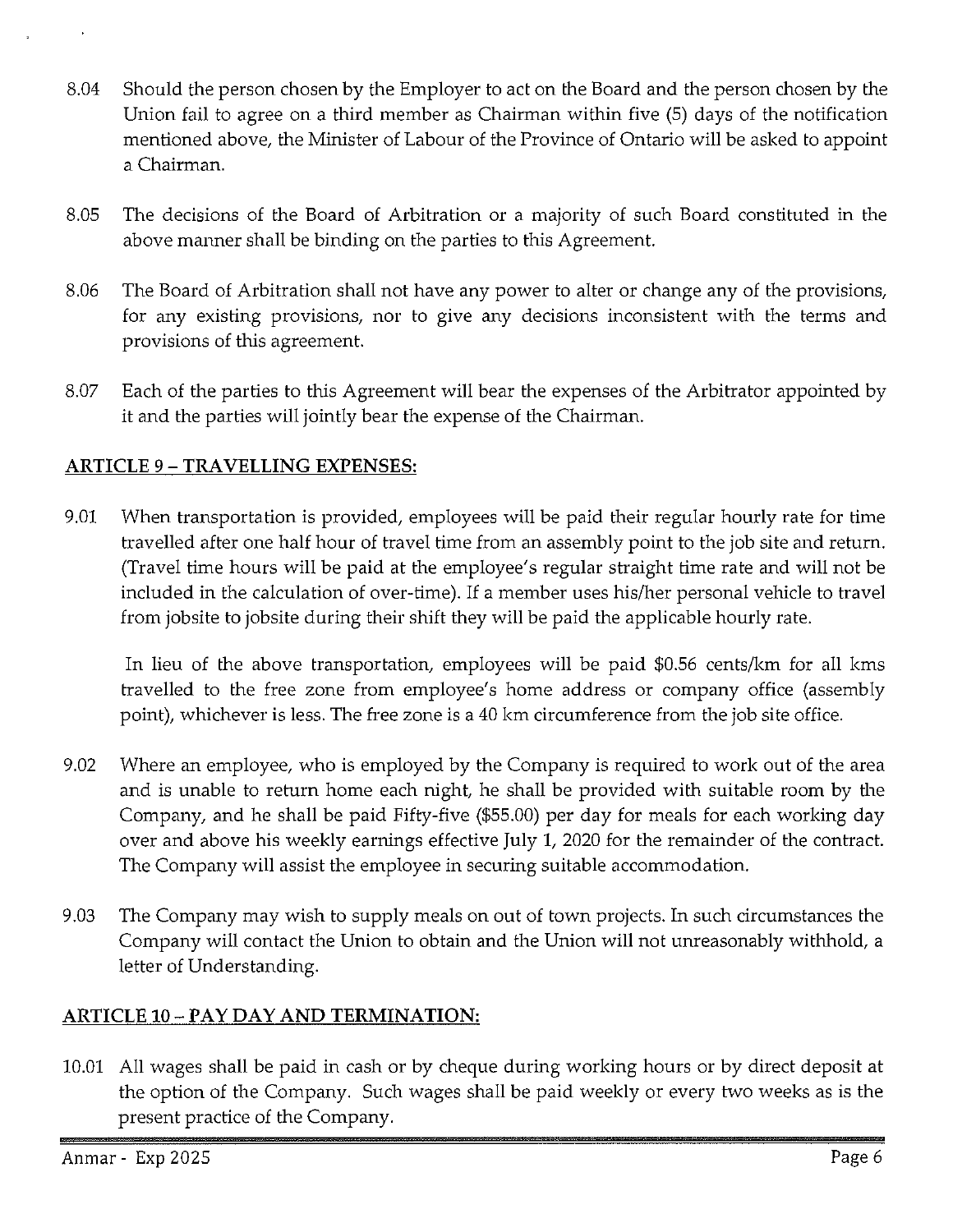8.04 Should the person chosen by the Employer to act on the Board and the person chosen by the Union fail to agree on a third member as Chairman within five (5) days of the notification mentioned above, the Minister of Labour of the Province of Ontario will be asked to appoint a Chairman.

8.05 The decisions of the Board of Arbitration or a majority of such Board constituted in the above manner shall be binding on the parties to this Agreement.

8.06 The Board of Arbitration shall not have any power to alter or change any of the provisions, for any existing provisions, nor to give any decisions inconsistent with the terms and provisions of this agreement.

8.07 Each of the parties to this Agreement will bear the expenses of the Arbitrator appointed by it and the parties will jointly bear the expense of the Chairman.

## ARTICLE 9 – TRAVELLING EXPENSES:

9.01 When transportation is provided, employees will be paid their regular hourly rate for time travelled after one half hour of travel time from an assembly point to the job site and return. (Travel time hours will be paid at the employee's regular straight time rate and will not be included in the calculation of over-time). If a member uses his/her personal vehicle to travel from jobsite to jobsite during their shift they will be paid the applicable hourly rate.

In lieu of the above transportation, employees will be paid $0.56 cents/km for all kms travelled to the free zone from employee's home address or company office (assembly point), whichever is less. The free zone is a 40 km circumference from the job site office.

9.02 Where an employee, who is employed by the Company is required to work out of the area and is unable to return home each night, he shall be provided with suitable room by the Company, and he shall be paid Fifty-five ($55.00) per day for meals for each working day over and above his weekly earnings effective July 1, 2020 for the remainder of the contract. The Company will assist the employee in securing suitable accommodation.

9.03 The Company may wish to supply meals on out of town projects. In such circumstances the Company will contact the Union to obtain and the Union will not unreasonably withhold, a letter of Understanding.

## ARTICLE 10 – PAY DAY AND TERMINATION:

10.01 All wages shall be paid in cash or by cheque during working hours or by direct deposit at the option of the Company. Such wages shall be paid weekly or every two weeks as is the present practice of the Company.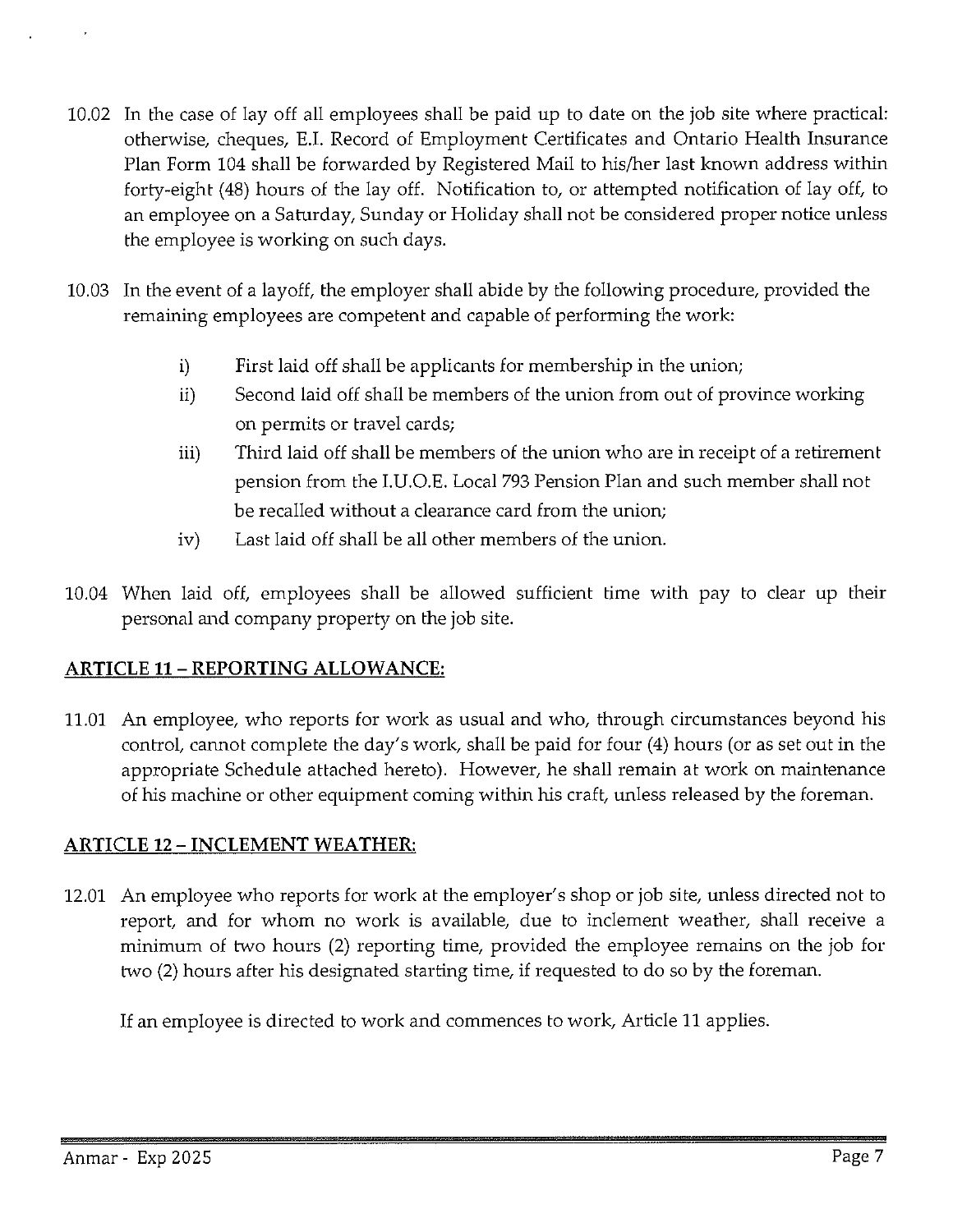10.02 In the case of lay off all employees shall be paid up to date on the job site where practical: otherwise, cheques, E.I. Record of Employment Certificates and Ontario Health Insurance Plan Form 104 shall be forwarded by Registered Mail to his/her last known address within forty-eight (48) hours of the lay off. Notification to, or attempted notification of lay off, to an employee on a Saturday, Sunday or Holiday shall not be considered proper notice unless the employee is working on such days.

10.03 In the event of a layoff, the employer shall abide by the following procedure, provided the remaining employees are competent and capable of performing the work:

- i) First laid off shall be applicants for membership in the union;
- ii) Second laid off shall be members of the union from out of province working on permits or travel cards;
- iii) Third laid off shall be members of the union who are in receipt of a retirement pension from the I.U.O.E. Local 793 Pension Plan and such member shall not be recalled without a clearance card from the union;
- iv) Last laid off shall be all other members of the union.

10.04 When laid off, employees shall be allowed sufficient time with pay to clear up their personal and company property on the job site.

## ARTICLE 11 – REPORTING ALLOWANCE:

11.01 An employee, who reports for work as usual and who, through circumstances beyond his control, cannot complete the day's work, shall be paid for four (4) hours (or as set out in the appropriate Schedule attached hereto). However, he shall remain at work on maintenance of his machine or other equipment coming within his craft, unless released by the foreman.

## ARTICLE 12 – INCLEMENT WEATHER:

12.01 An employee who reports for work at the employer's shop or job site, unless directed not to report, and for whom no work is available, due to inclement weather, shall receive a minimum of two hours (2) reporting time, provided the employee remains on the job for two (2) hours after his designated starting time, if requested to do so by the foreman.

If an employee is directed to work and commences to work, Article 11 applies.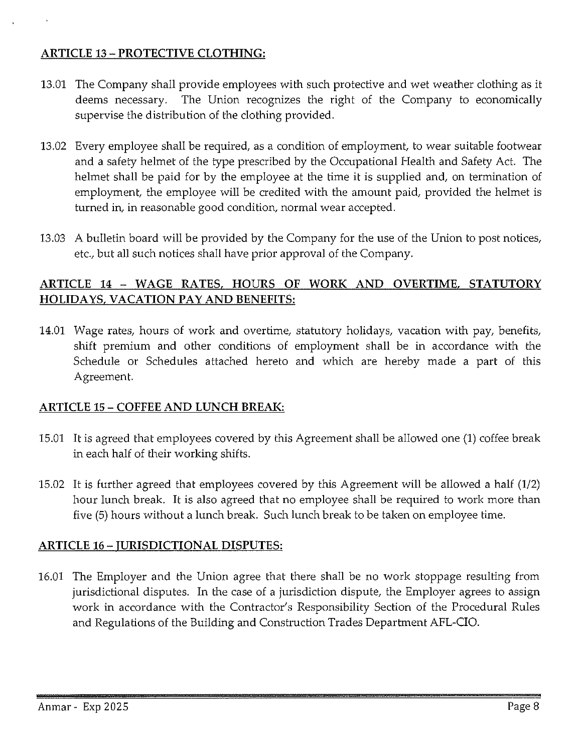## ARTICLE 13 – PROTECTIVE CLOTHING:

13.01 The Company shall provide employees with such protective and wet weather clothing as it deems necessary. The Union recognizes the right of the Company to economically supervise the distribution of the clothing provided.

13.02 Every employee shall be required, as a condition of employment, to wear suitable footwear and a safety helmet of the type prescribed by the Occupational Health and Safety Act. The helmet shall be paid for by the employee at the time it is supplied and, on termination of employment, the employee will be credited with the amount paid, provided the helmet is turned in, in reasonable good condition, normal wear accepted.

13.03 A bulletin board will be provided by the Company for the use of the Union to post notices, etc., but all such notices shall have prior approval of the Company.

## ARTICLE 14 – WAGE RATES, HOURS OF WORK AND OVERTIME, STATUTORY HOLIDAYS, VACATION PAY AND BENEFITS:

14.01 Wage rates, hours of work and overtime, statutory holidays, vacation with pay, benefits, shift premium and other conditions of employment shall be in accordance with the Schedule or Schedules attached hereto and which are hereby made a part of this Agreement.

## ARTICLE 15 – COFFEE AND LUNCH BREAK:

15.01 It is agreed that employees covered by this Agreement shall be allowed one (1) coffee break in each half of their working shifts.

15.02 It is further agreed that employees covered by this Agreement will be allowed a half (1/2) hour lunch break. It is also agreed that no employee shall be required to work more than five (5) hours without a lunch break. Such lunch break to be taken on employee time.

## ARTICLE 16 – JURISDICTIONAL DISPUTES:

16.01 The Employer and the Union agree that there shall be no work stoppage resulting from jurisdictional disputes. In the case of a jurisdiction dispute, the Employer agrees to assign work in accordance with the Contractor's Responsibility Section of the Procedural Rules and Regulations of the Building and Construction Trades Department AFL-CIO.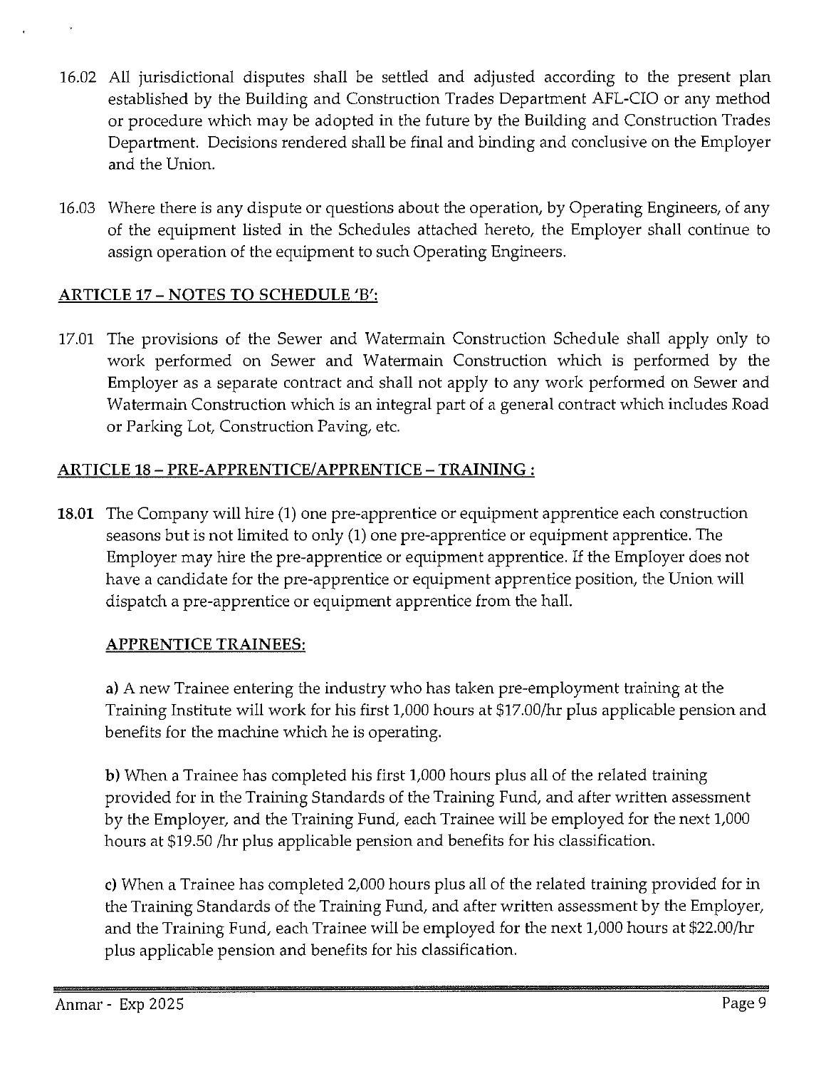16.02 All jurisdictional disputes shall be settled and adjusted according to the present plan established by the Building and Construction Trades Department AFL-CIO or any method or procedure which may be adopted in the future by the Building and Construction Trades Department. Decisions rendered shall be final and binding and conclusive on the Employer and the Union.

16.03 Where there is any dispute or questions about the operation, by Operating Engineers, of any of the equipment listed in the Schedules attached hereto, the Employer shall continue to assign operation of the equipment to such Operating Engineers.

## ARTICLE 17 – NOTES TO SCHEDULE 'B':

17.01 The provisions of the Sewer and Watermain Construction Schedule shall apply only to work performed on Sewer and Watermain Construction which is performed by the Employer as a separate contract and shall not apply to any work performed on Sewer and Watermain Construction which is an integral part of a general contract which includes Road or Parking Lot, Construction Paving, etc.

## ARTICLE 18 – PRE-APPRENTICE/APPRENTICE – TRAINING :

**18.01** The Company will hire (1) one pre-apprentice or equipment apprentice each construction seasons but is not limited to only (1) one pre-apprentice or equipment apprentice. The Employer may hire the pre-apprentice or equipment apprentice. If the Employer does not have a candidate for the pre-apprentice or equipment apprentice position, the Union will dispatch a pre-apprentice or equipment apprentice from the hall.

### APPRENTICE TRAINEES:

**a)** A new Trainee entering the industry who has taken pre-employment training at the Training Institute will work for his first 1,000 hours at $17.00/hr plus applicable pension and benefits for the machine which he is operating.

**b)** When a Trainee has completed his first 1,000 hours plus all of the related training provided for in the Training Standards of the Training Fund, and after written assessment by the Employer, and the Training Fund, each Trainee will be employed for the next 1,000 hours at $19.50 /hr plus applicable pension and benefits for his classification.

**c)** When a Trainee has completed 2,000 hours plus all of the related training provided for in the Training Standards of the Training Fund, and after written assessment by the Employer, and the Training Fund, each Trainee will be employed for the next 1,000 hours at $22.00/hr plus applicable pension and benefits for his classification.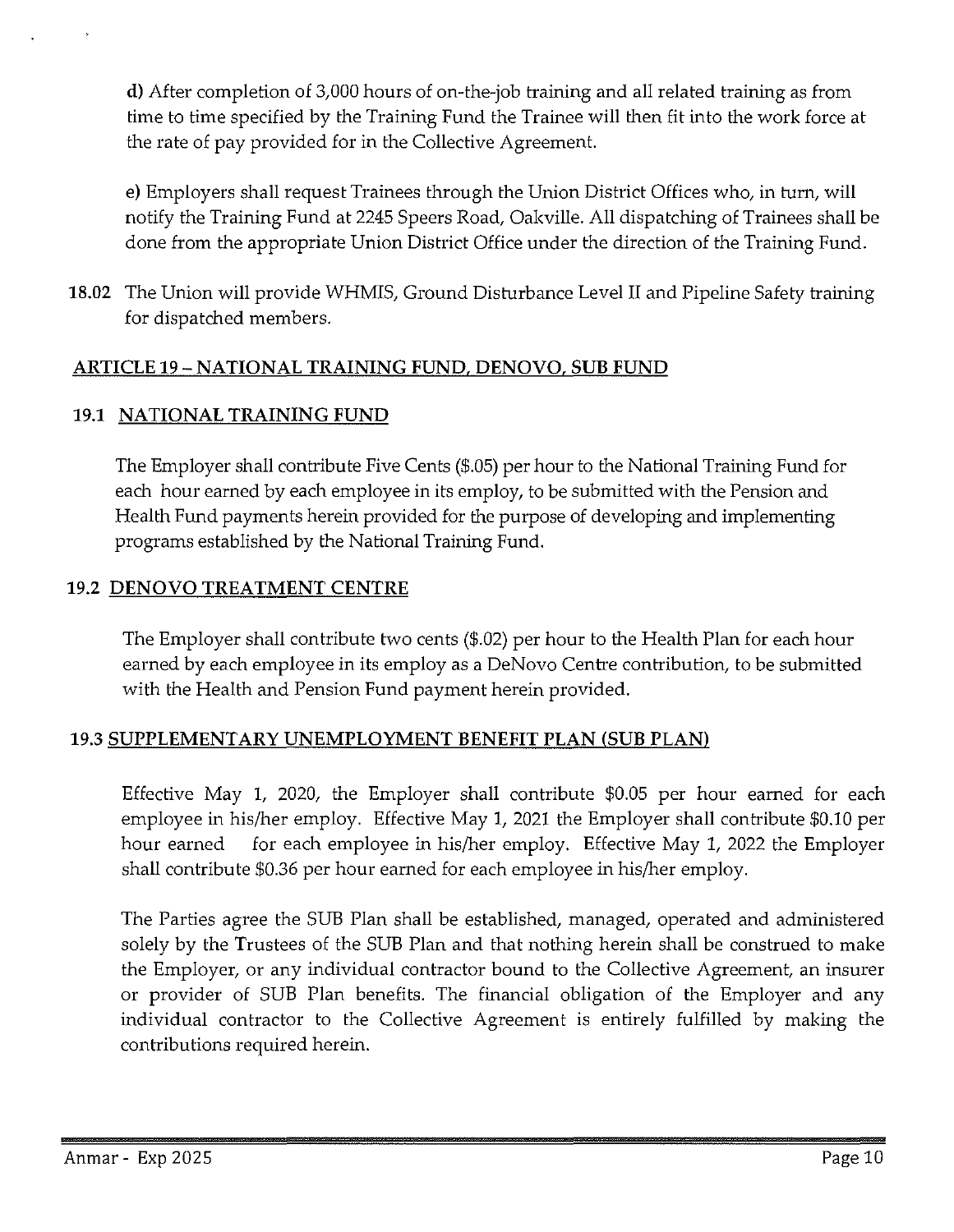**d)** After completion of 3,000 hours of on-the-job training and all related training as from time to time specified by the Training Fund the Trainee will then fit into the work force at the rate of pay provided for in the Collective Agreement.

**e)** Employers shall request Trainees through the Union District Offices who, in turn, will notify the Training Fund at 2245 Speers Road, Oakville. All dispatching of Trainees shall be done from the appropriate Union District Office under the direction of the Training Fund.

**18.02** The Union will provide WHMIS, Ground Disturbance Level II and Pipeline Safety training for dispatched members.

## ARTICLE 19 – NATIONAL TRAINING FUND, DENOVO, SUB FUND

### 19.1 NATIONAL TRAINING FUND

The Employer shall contribute Five Cents ($.05) per hour to the National Training Fund for each hour earned by each employee in its employ, to be submitted with the Pension and Health Fund payments herein provided for the purpose of developing and implementing programs established by the National Training Fund.

### 19.2 DENOVO TREATMENT CENTRE

The Employer shall contribute two cents ($.02) per hour to the Health Plan for each hour earned by each employee in its employ as a DeNovo Centre contribution, to be submitted with the Health and Pension Fund payment herein provided.

### 19.3 SUPPLEMENTARY UNEMPLOYMENT BENEFIT PLAN (SUB PLAN)

Effective May 1, 2020, the Employer shall contribute $0.05 per hour earned for each employee in his/her employ. Effective May 1, 2021 the Employer shall contribute $0.10 per hour earned for each employee in his/her employ. Effective May 1, 2022 the Employer shall contribute $0.36 per hour earned for each employee in his/her employ.

The Parties agree the SUB Plan shall be established, managed, operated and administered solely by the Trustees of the SUB Plan and that nothing herein shall be construed to make the Employer, or any individual contractor bound to the Collective Agreement, an insurer or provider of SUB Plan benefits. The financial obligation of the Employer and any individual contractor to the Collective Agreement is entirely fulfilled by making the contributions required herein.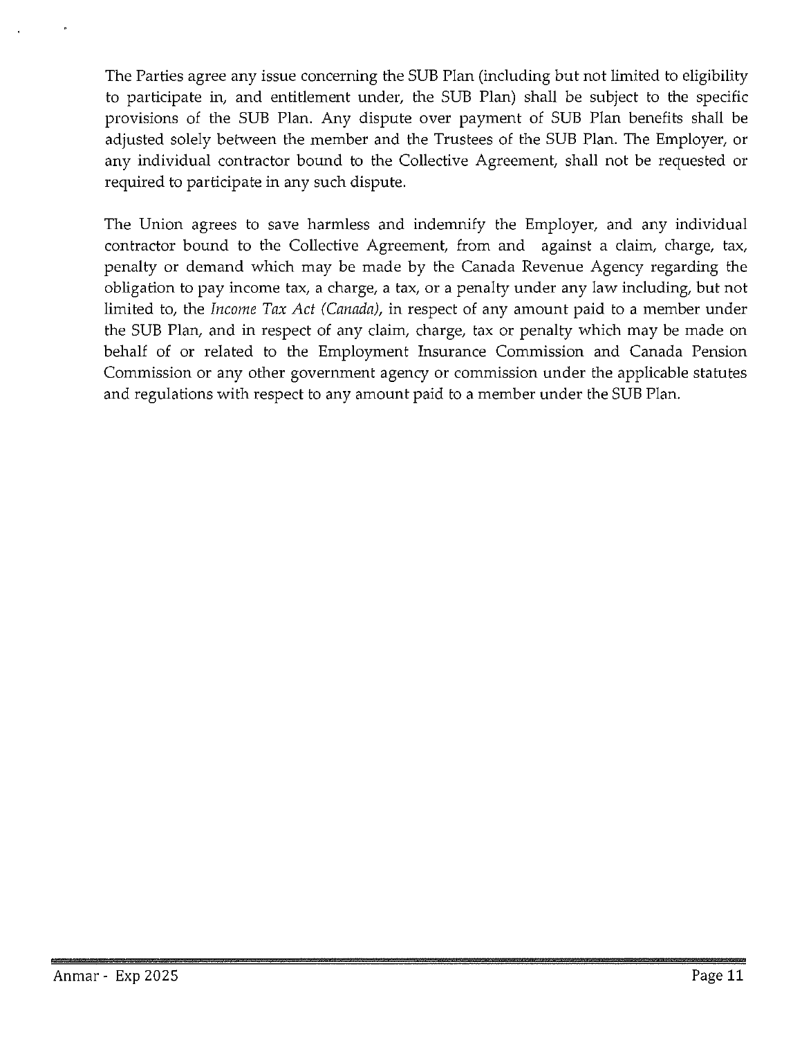The Parties agree any issue concerning the SUB Plan (including but not limited to eligibility to participate in, and entitlement under, the SUB Plan) shall be subject to the specific provisions of the SUB Plan. Any dispute over payment of SUB Plan benefits shall be adjusted solely between the member and the Trustees of the SUB Plan. The Employer, or any individual contractor bound to the Collective Agreement, shall not be requested or required to participate in any such dispute.

The Union agrees to save harmless and indemnify the Employer, and any individual contractor bound to the Collective Agreement, from and against a claim, charge, tax, penalty or demand which may be made by the Canada Revenue Agency regarding the obligation to pay income tax, a charge, a tax, or a penalty under any law including, but not limited to, the *Income Tax Act (Canada)*, in respect of any amount paid to a member under the SUB Plan, and in respect of any claim, charge, tax or penalty which may be made on behalf of or related to the Employment Insurance Commission and Canada Pension Commission or any other government agency or commission under the applicable statutes and regulations with respect to any amount paid to a member under the SUB Plan.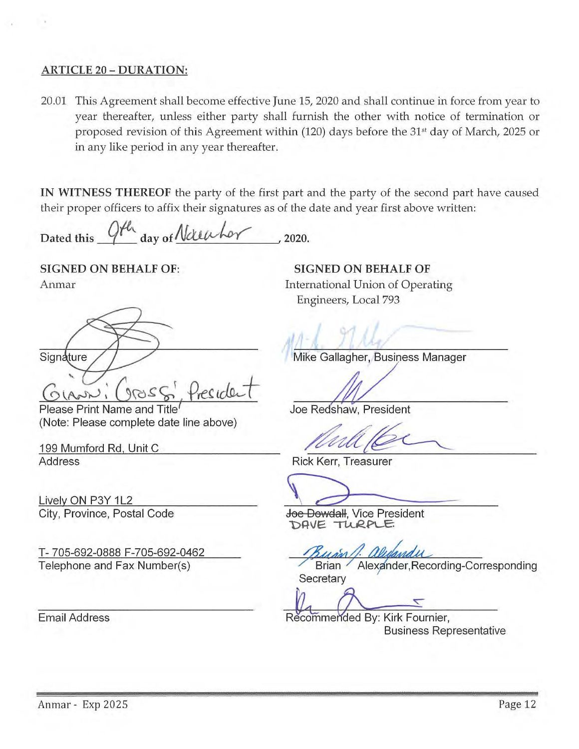**ARTICLE 20 – DURATION:**

20.01 This Agreement shall become effective June 15, 2020 and shall continue in force from year to year thereafter, unless either party shall furnish the other with notice of termination or proposed revision of this Agreement within (120) days before the 31st day of March, 2025 or in any like period in any year thereafter.

**IN WITNESS THEREOF** the party of the first part and the party of the second part have caused their proper officers to affix their signatures as of the date and year first above written:

**Dated this** 9th **day of** November, **2020.**

**SIGNED ON BEHALF OF:**
Anmar

Signature

Gianni Grossi, President
Please Print Name and Title
(Note: Please complete date line above)

199 Mumford Rd, Unit C
Address

Lively ON P3Y 1L2
City, Province, Postal Code

T- 705-692-0888 F-705-692-0462
Telephone and Fax Number(s)

Email Address

**SIGNED ON BEHALF OF**
International Union of Operating Engineers, Local 793

Mike Gallagher, Business Manager

Joe Redshaw, President

Rick Kerr, Treasurer

~~Joe Dowdall~~, Vice President
DAVE TURPLE

Brian Alexander, Recording-Corresponding Secretary

Recommended By: Kirk Fournier, Business Representative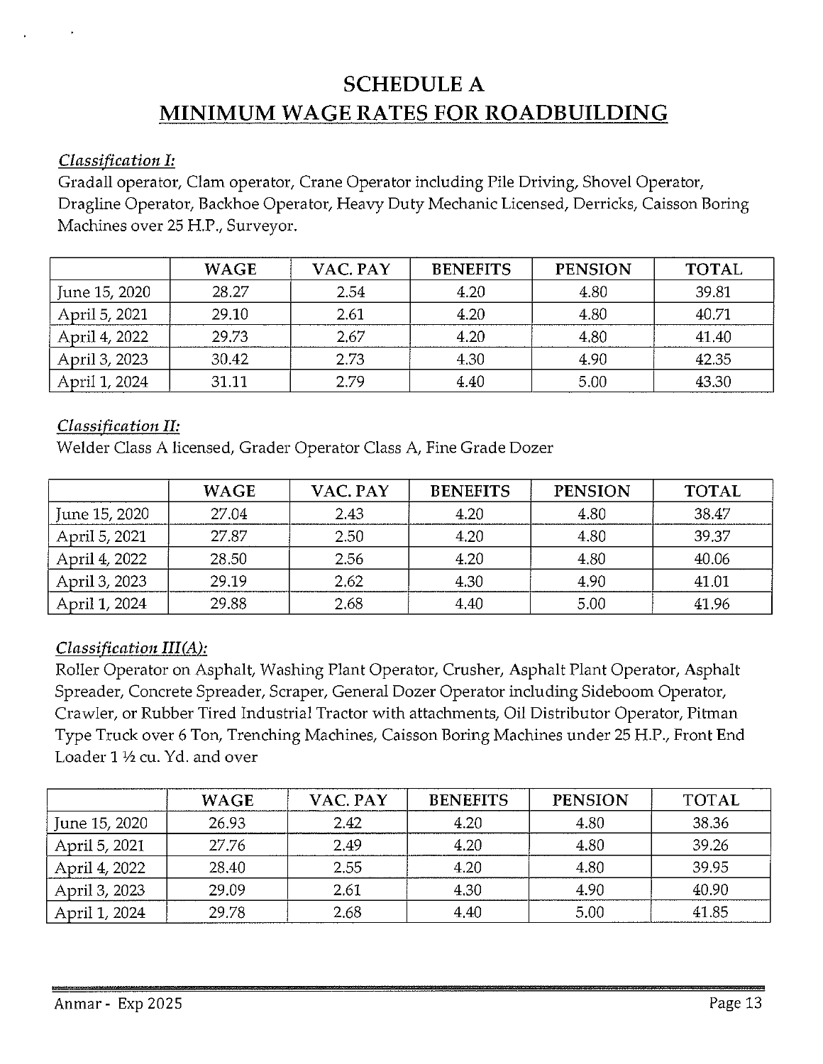# SCHEDULE A
## MINIMUM WAGE RATES FOR ROADBUILDING

*Classification I:*
Gradall operator, Clam operator, Crane Operator including Pile Driving, Shovel Operator, Dragline Operator, Backhoe Operator, Heavy Duty Mechanic Licensed, Derricks, Caisson Boring Machines over 25 H.P., Surveyor.

| | WAGE | VAC. PAY | BENEFITS | PENSION | TOTAL |
|---|---|---|---|---|---|
| June 15, 2020 | 28.27 | 2.54 | 4.20 | 4.80 | 39.81 |
| April 5, 2021 | 29.10 | 2.61 | 4.20 | 4.80 | 40.71 |
| April 4, 2022 | 29.73 | 2.67 | 4.20 | 4.80 | 41.40 |
| April 3, 2023 | 30.42 | 2.73 | 4.30 | 4.90 | 42.35 |
| April 1, 2024 | 31.11 | 2.79 | 4.40 | 5.00 | 43.30 |

*Classification II:*
Welder Class A licensed, Grader Operator Class A, Fine Grade Dozer

| | WAGE | VAC. PAY | BENEFITS | PENSION | TOTAL |
|---|---|---|---|---|---|
| June 15, 2020 | 27.04 | 2.43 | 4.20 | 4.80 | 38.47 |
| April 5, 2021 | 27.87 | 2.50 | 4.20 | 4.80 | 39.37 |
| April 4, 2022 | 28.50 | 2.56 | 4.20 | 4.80 | 40.06 |
| April 3, 2023 | 29.19 | 2.62 | 4.30 | 4.90 | 41.01 |
| April 1, 2024 | 29.88 | 2.68 | 4.40 | 5.00 | 41.96 |

*Classification III(A):*
Roller Operator on Asphalt, Washing Plant Operator, Crusher, Asphalt Plant Operator, Asphalt Spreader, Concrete Spreader, Scraper, General Dozer Operator including Sideboom Operator, Crawler, or Rubber Tired Industrial Tractor with attachments, Oil Distributor Operator, Pitman Type Truck over 6 Ton, Trenching Machines, Caisson Boring Machines under 25 H.P., Front End Loader 1 ½ cu. Yd. and over

| | WAGE | VAC. PAY | BENEFITS | PENSION | TOTAL |
|---|---|---|---|---|---|
| June 15, 2020 | 26.93 | 2.42 | 4.20 | 4.80 | 38.36 |
| April 5, 2021 | 27.76 | 2.49 | 4.20 | 4.80 | 39.26 |
| April 4, 2022 | 28.40 | 2.55 | 4.20 | 4.80 | 39.95 |
| April 3, 2023 | 29.09 | 2.61 | 4.30 | 4.90 | 40.90 |
| April 1, 2024 | 29.78 | 2.68 | 4.40 | 5.00 | 41.85 |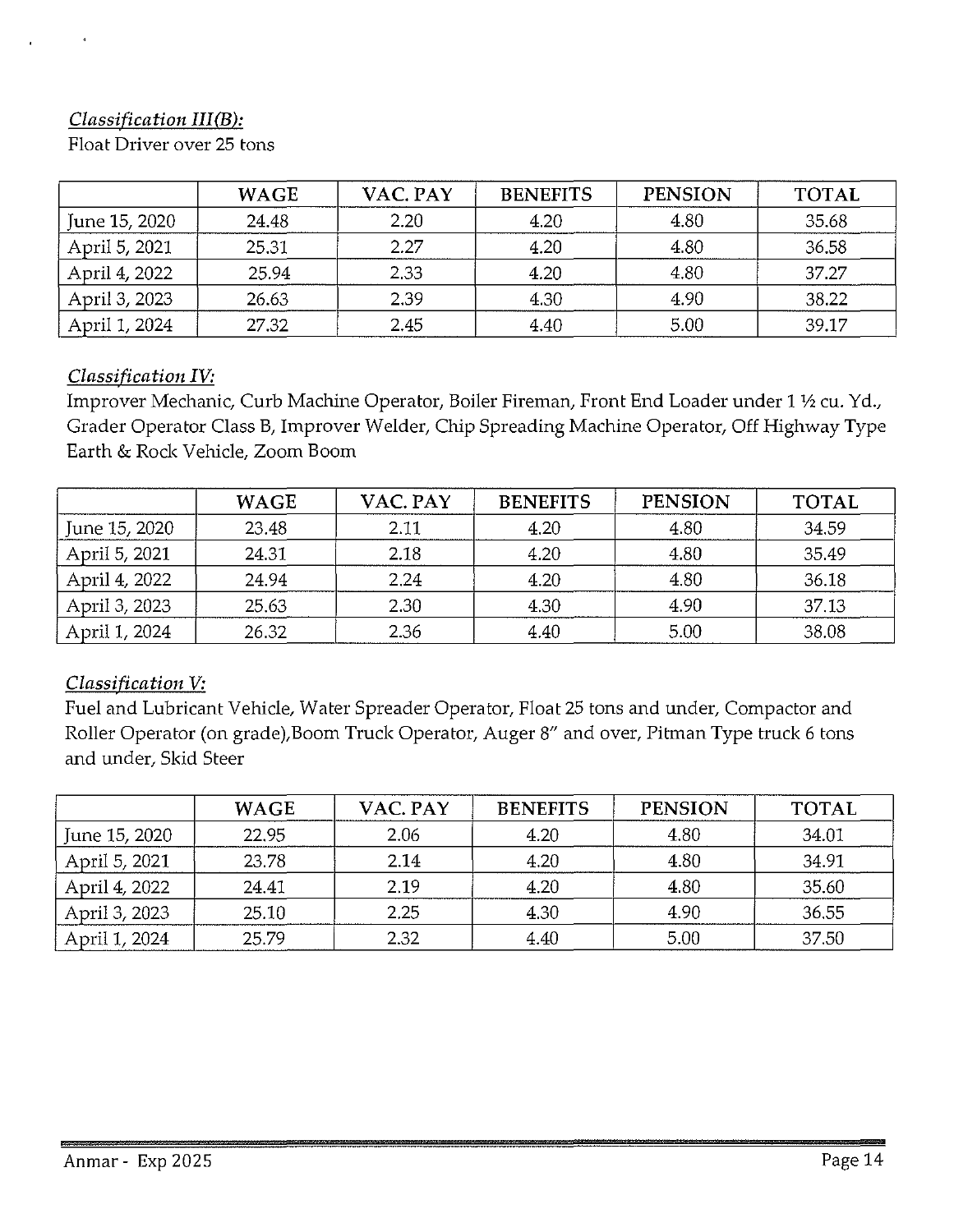*Classification III(B):*

Float Driver over 25 tons

| | WAGE | VAC. PAY | BENEFITS | PENSION | TOTAL |
|---|---|---|---|---|---|
| June 15, 2020 | 24.48 | 2.20 | 4.20 | 4.80 | 35.68 |
| April 5, 2021 | 25.31 | 2.27 | 4.20 | 4.80 | 36.58 |
| April 4, 2022 | 25.94 | 2.33 | 4.20 | 4.80 | 37.27 |
| April 3, 2023 | 26.63 | 2.39 | 4.30 | 4.90 | 38.22 |
| April 1, 2024 | 27.32 | 2.45 | 4.40 | 5.00 | 39.17 |

*Classification IV:*

Improver Mechanic, Curb Machine Operator, Boiler Fireman, Front End Loader under 1 ½ cu. Yd., Grader Operator Class B, Improver Welder, Chip Spreading Machine Operator, Off Highway Type Earth & Rock Vehicle, Zoom Boom

| | WAGE | VAC. PAY | BENEFITS | PENSION | TOTAL |
|---|---|---|---|---|---|
| June 15, 2020 | 23.48 | 2.11 | 4.20 | 4.80 | 34.59 |
| April 5, 2021 | 24.31 | 2.18 | 4.20 | 4.80 | 35.49 |
| April 4, 2022 | 24.94 | 2.24 | 4.20 | 4.80 | 36.18 |
| April 3, 2023 | 25.63 | 2.30 | 4.30 | 4.90 | 37.13 |
| April 1, 2024 | 26.32 | 2.36 | 4.40 | 5.00 | 38.08 |

*Classification V:*

Fuel and Lubricant Vehicle, Water Spreader Operator, Float 25 tons and under, Compactor and Roller Operator (on grade),Boom Truck Operator, Auger 8" and over, Pitman Type truck 6 tons and under, Skid Steer

| | WAGE | VAC. PAY | BENEFITS | PENSION | TOTAL |
|---|---|---|---|---|---|
| June 15, 2020 | 22.95 | 2.06 | 4.20 | 4.80 | 34.01 |
| April 5, 2021 | 23.78 | 2.14 | 4.20 | 4.80 | 34.91 |
| April 4, 2022 | 24.41 | 2.19 | 4.20 | 4.80 | 35.60 |
| April 3, 2023 | 25.10 | 2.25 | 4.30 | 4.90 | 36.55 |
| April 1, 2024 | 25.79 | 2.32 | 4.40 | 5.00 | 37.50 |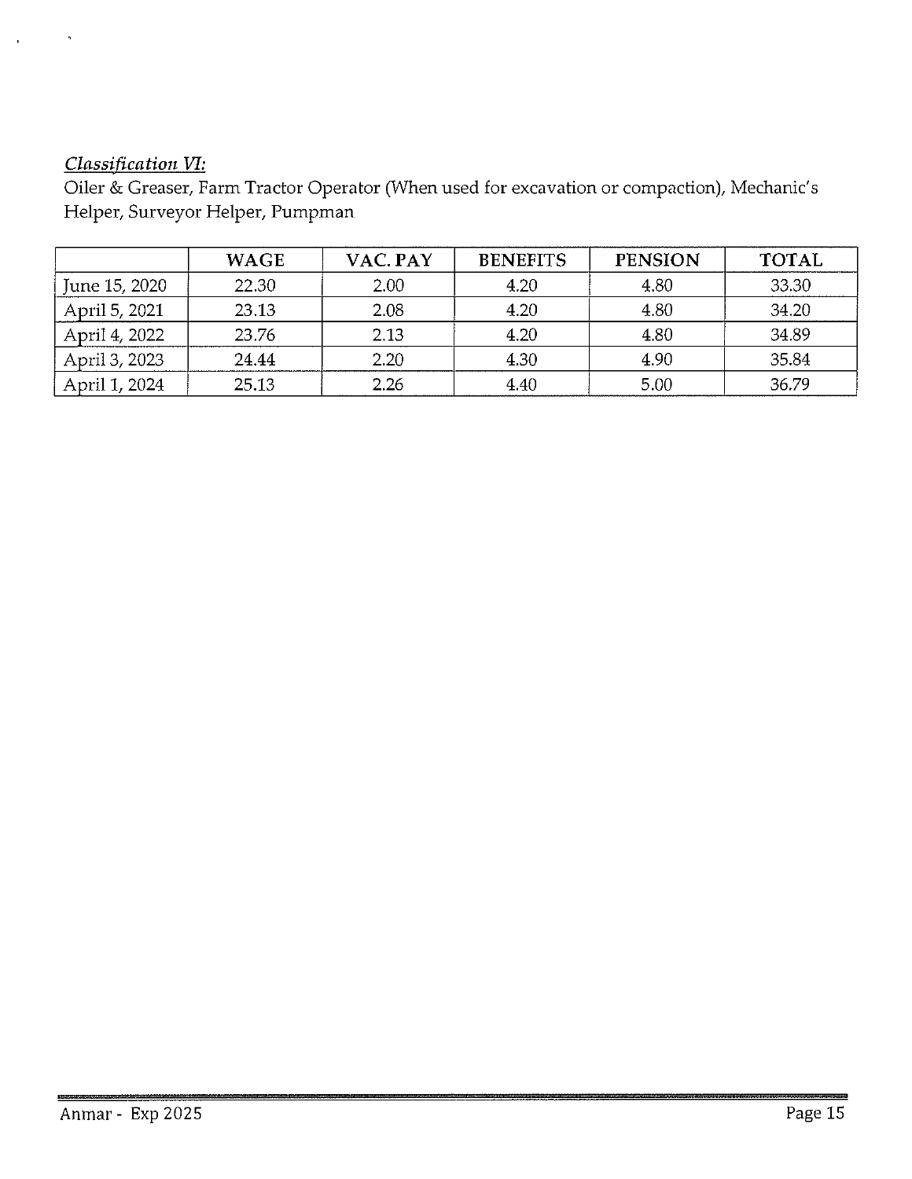*Classification VI:*

Oiler & Greaser, Farm Tractor Operator (When used for excavation or compaction), Mechanic's Helper, Surveyor Helper, Pumpman

| | WAGE | VAC. PAY | BENEFITS | PENSION | TOTAL |
|---|---|---|---|---|---|
| June 15, 2020 | 22.30 | 2.00 | 4.20 | 4.80 | 33.30 |
| April 5, 2021 | 23.13 | 2.08 | 4.20 | 4.80 | 34.20 |
| April 4, 2022 | 23.76 | 2.13 | 4.20 | 4.80 | 34.89 |
| April 3, 2023 | 24.44 | 2.20 | 4.30 | 4.90 | 35.84 |
| April 1, 2024 | 25.13 | 2.26 | 4.40 | 5.00 | 36.79 |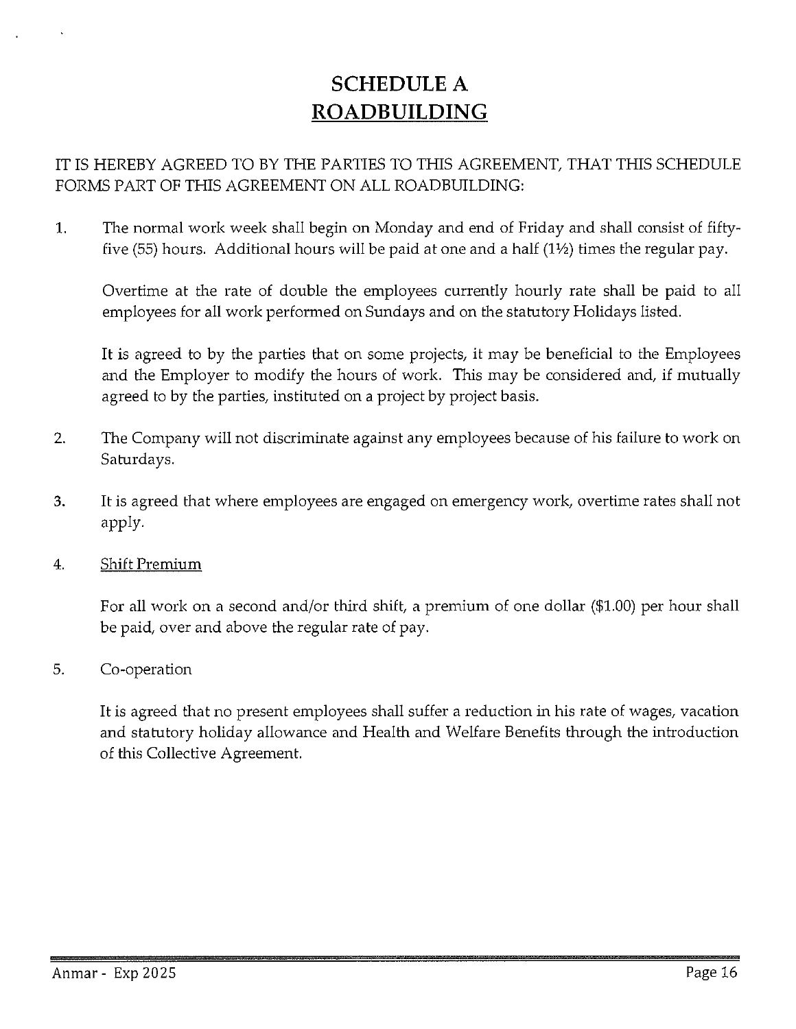# SCHEDULE A
# ROADBUILDING

IT IS HEREBY AGREED TO BY THE PARTIES TO THIS AGREEMENT, THAT THIS SCHEDULE FORMS PART OF THIS AGREEMENT ON ALL ROADBUILDING:

1. The normal work week shall begin on Monday and end of Friday and shall consist of fifty-five (55) hours. Additional hours will be paid at one and a half (1½) times the regular pay.

   Overtime at the rate of double the employees currently hourly rate shall be paid to all employees for all work performed on Sundays and on the statutory Holidays listed.

   It is agreed to by the parties that on some projects, it may be beneficial to the Employees and the Employer to modify the hours of work. This may be considered and, if mutually agreed to by the parties, instituted on a project by project basis.

2. The Company will not discriminate against any employees because of his failure to work on Saturdays.

3. It is agreed that where employees are engaged on emergency work, overtime rates shall not apply.

4. <u>Shift Premium</u>

   For all work on a second and/or third shift, a premium of one dollar ($1.00) per hour shall be paid, over and above the regular rate of pay.

5. Co-operation

   It is agreed that no present employees shall suffer a reduction in his rate of wages, vacation and statutory holiday allowance and Health and Welfare Benefits through the introduction of this Collective Agreement.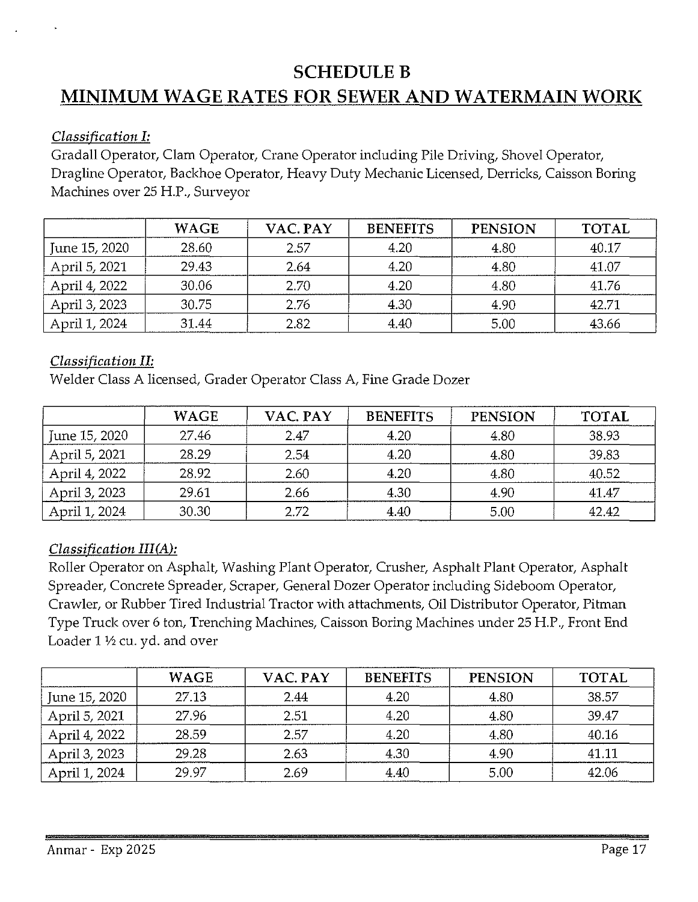# SCHEDULE B

## MINIMUM WAGE RATES FOR SEWER AND WATERMAIN WORK

*Classification I:*

Gradall Operator, Clam Operator, Crane Operator including Pile Driving, Shovel Operator, Dragline Operator, Backhoe Operator, Heavy Duty Mechanic Licensed, Derricks, Caisson Boring Machines over 25 H.P., Surveyor

| | WAGE | VAC. PAY | BENEFITS | PENSION | TOTAL |
|---|---|---|---|---|---|
| June 15, 2020 | 28.60 | 2.57 | 4.20 | 4.80 | 40.17 |
| April 5, 2021 | 29.43 | 2.64 | 4.20 | 4.80 | 41.07 |
| April 4, 2022 | 30.06 | 2.70 | 4.20 | 4.80 | 41.76 |
| April 3, 2023 | 30.75 | 2.76 | 4.30 | 4.90 | 42.71 |
| April 1, 2024 | 31.44 | 2.82 | 4.40 | 5.00 | 43.66 |

*Classification II:*

Welder Class A licensed, Grader Operator Class A, Fine Grade Dozer

| | WAGE | VAC. PAY | BENEFITS | PENSION | TOTAL |
|---|---|---|---|---|---|
| June 15, 2020 | 27.46 | 2.47 | 4.20 | 4.80 | 38.93 |
| April 5, 2021 | 28.29 | 2.54 | 4.20 | 4.80 | 39.83 |
| April 4, 2022 | 28.92 | 2.60 | 4.20 | 4.80 | 40.52 |
| April 3, 2023 | 29.61 | 2.66 | 4.30 | 4.90 | 41.47 |
| April 1, 2024 | 30.30 | 2.72 | 4.40 | 5.00 | 42.42 |

*Classification III(A):*

Roller Operator on Asphalt, Washing Plant Operator, Crusher, Asphalt Plant Operator, Asphalt Spreader, Concrete Spreader, Scraper, General Dozer Operator including Sideboom Operator, Crawler, or Rubber Tired Industrial Tractor with attachments, Oil Distributor Operator, Pitman Type Truck over 6 ton, Trenching Machines, Caisson Boring Machines under 25 H.P., Front End Loader 1 ½ cu. yd. and over

| | WAGE | VAC. PAY | BENEFITS | PENSION | TOTAL |
|---|---|---|---|---|---|
| June 15, 2020 | 27.13 | 2.44 | 4.20 | 4.80 | 38.57 |
| April 5, 2021 | 27.96 | 2.51 | 4.20 | 4.80 | 39.47 |
| April 4, 2022 | 28.59 | 2.57 | 4.20 | 4.80 | 40.16 |
| April 3, 2023 | 29.28 | 2.63 | 4.30 | 4.90 | 41.11 |
| April 1, 2024 | 29.97 | 2.69 | 4.40 | 5.00 | 42.06 |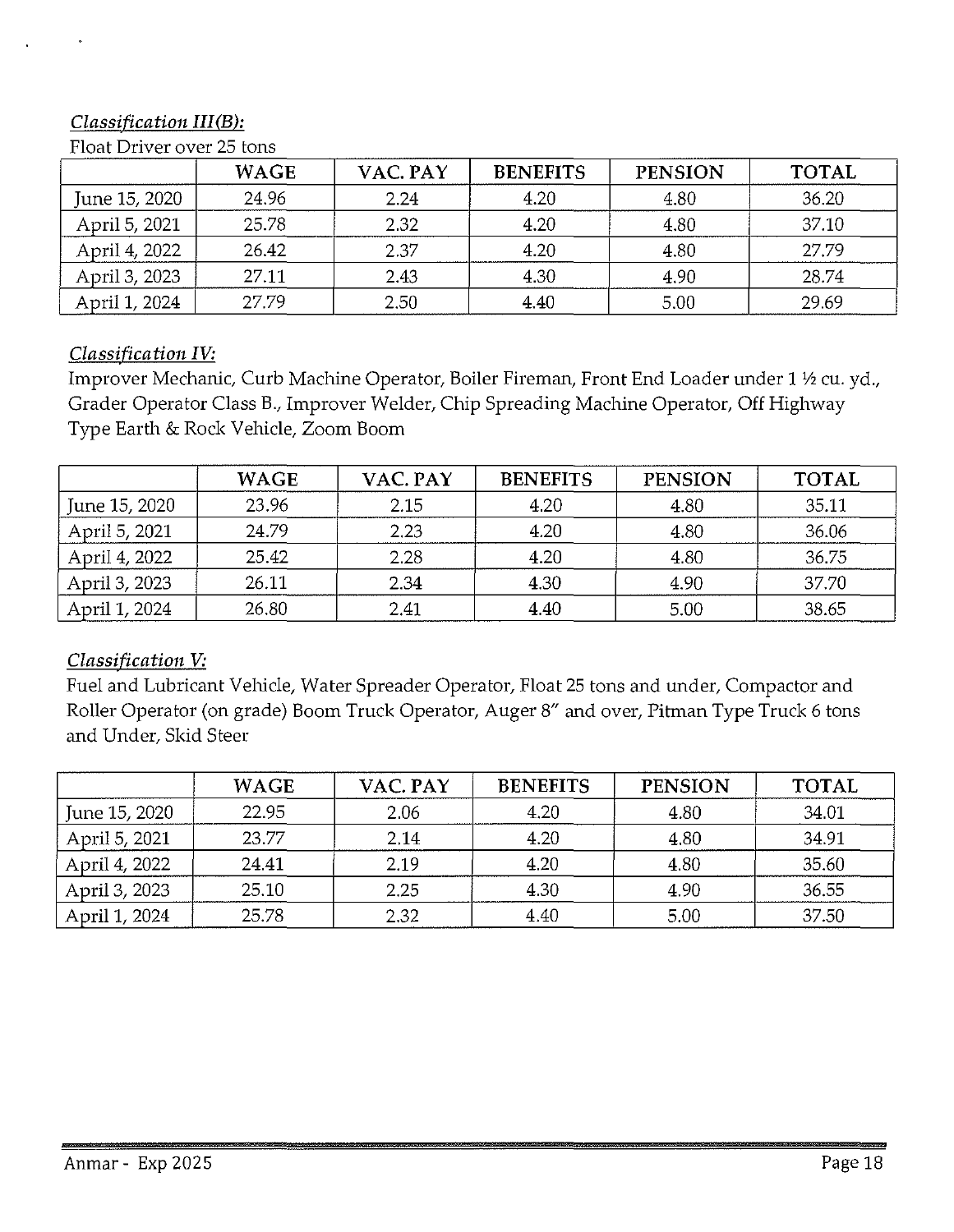*Classification III(B):*

Float Driver over 25 tons

| | WAGE | VAC. PAY | BENEFITS | PENSION | TOTAL |
|---|---|---|---|---|---|
| June 15, 2020 | 24.96 | 2.24 | 4.20 | 4.80 | 36.20 |
| April 5, 2021 | 25.78 | 2.32 | 4.20 | 4.80 | 37.10 |
| April 4, 2022 | 26.42 | 2.37 | 4.20 | 4.80 | 27.79 |
| April 3, 2023 | 27.11 | 2.43 | 4.30 | 4.90 | 28.74 |
| April 1, 2024 | 27.79 | 2.50 | 4.40 | 5.00 | 29.69 |

*Classification IV:*

Improver Mechanic, Curb Machine Operator, Boiler Fireman, Front End Loader under 1 ½ cu. yd., Grader Operator Class B., Improver Welder, Chip Spreading Machine Operator, Off Highway Type Earth & Rock Vehicle, Zoom Boom

| | WAGE | VAC. PAY | BENEFITS | PENSION | TOTAL |
|---|---|---|---|---|---|
| June 15, 2020 | 23.96 | 2.15 | 4.20 | 4.80 | 35.11 |
| April 5, 2021 | 24.79 | 2.23 | 4.20 | 4.80 | 36.06 |
| April 4, 2022 | 25.42 | 2.28 | 4.20 | 4.80 | 36.75 |
| April 3, 2023 | 26.11 | 2.34 | 4.30 | 4.90 | 37.70 |
| April 1, 2024 | 26.80 | 2.41 | 4.40 | 5.00 | 38.65 |

*Classification V:*

Fuel and Lubricant Vehicle, Water Spreader Operator, Float 25 tons and under, Compactor and Roller Operator (on grade) Boom Truck Operator, Auger 8" and over, Pitman Type Truck 6 tons and Under, Skid Steer

| | WAGE | VAC. PAY | BENEFITS | PENSION | TOTAL |
|---|---|---|---|---|---|
| June 15, 2020 | 22.95 | 2.06 | 4.20 | 4.80 | 34.01 |
| April 5, 2021 | 23.77 | 2.14 | 4.20 | 4.80 | 34.91 |
| April 4, 2022 | 24.41 | 2.19 | 4.20 | 4.80 | 35.60 |
| April 3, 2023 | 25.10 | 2.25 | 4.30 | 4.90 | 36.55 |
| April 1, 2024 | 25.78 | 2.32 | 4.40 | 5.00 | 37.50 |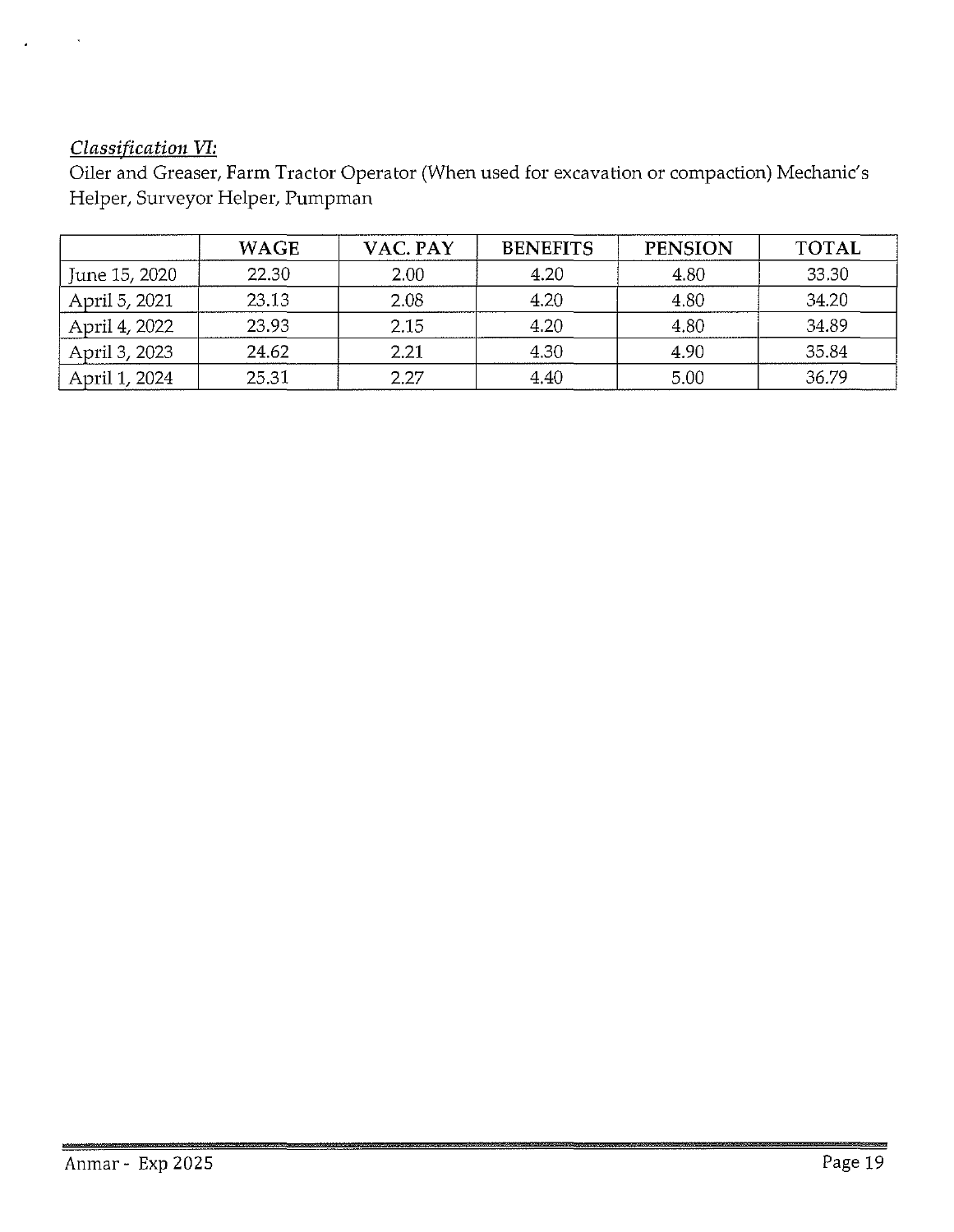*Classification VI:*

Oiler and Greaser, Farm Tractor Operator (When used for excavation or compaction) Mechanic's Helper, Surveyor Helper, Pumpman

| | WAGE | VAC. PAY | BENEFITS | PENSION | TOTAL |
|---|---|---|---|---|---|
| June 15, 2020 | 22.30 | 2.00 | 4.20 | 4.80 | 33.30 |
| April 5, 2021 | 23.13 | 2.08 | 4.20 | 4.80 | 34.20 |
| April 4, 2022 | 23.93 | 2.15 | 4.20 | 4.80 | 34.89 |
| April 3, 2023 | 24.62 | 2.21 | 4.30 | 4.90 | 35.84 |
| April 1, 2024 | 25.31 | 2.27 | 4.40 | 5.00 | 36.79 |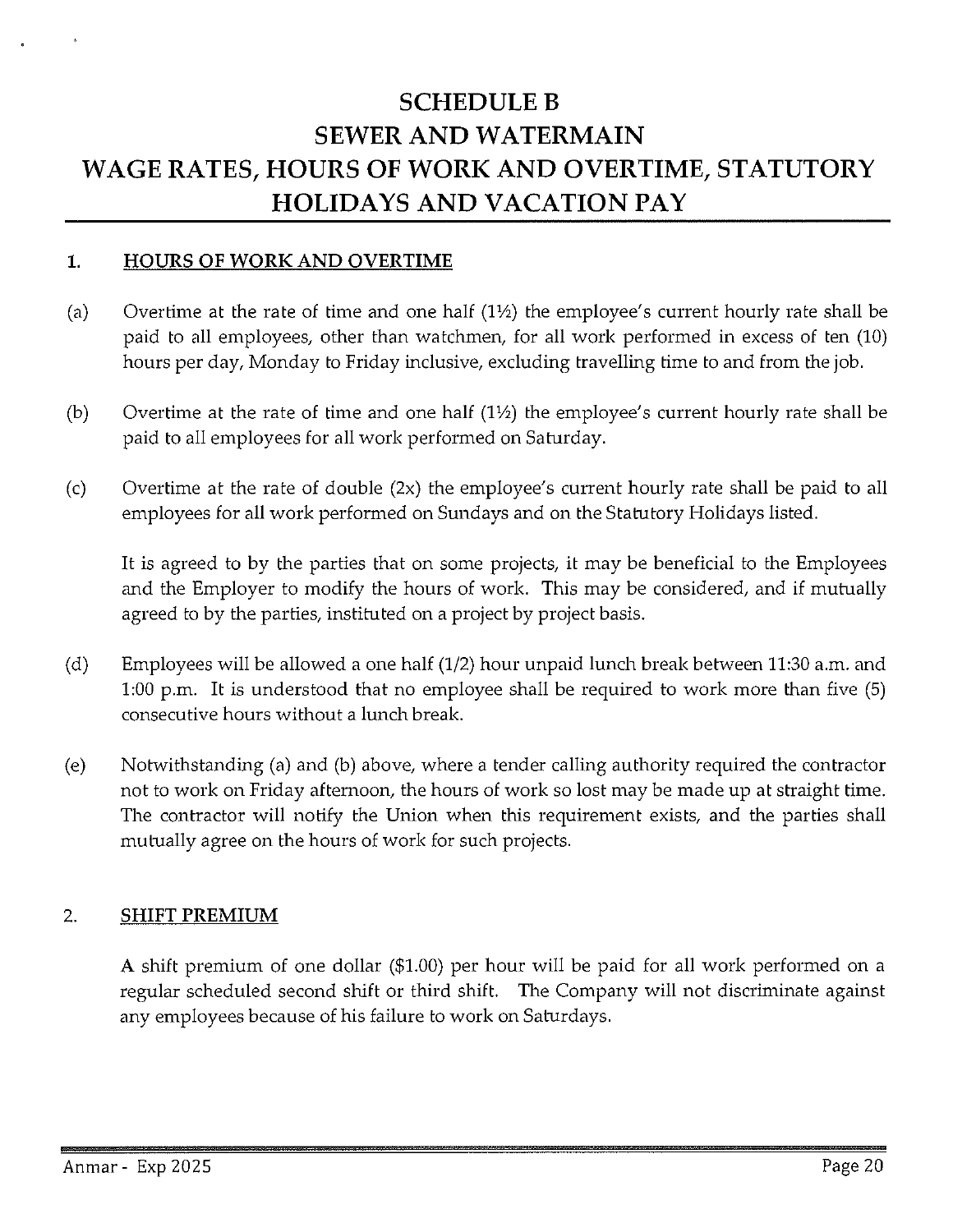# SCHEDULE B
# SEWER AND WATERMAIN
# WAGE RATES, HOURS OF WORK AND OVERTIME, STATUTORY HOLIDAYS AND VACATION PAY

## 1. HOURS OF WORK AND OVERTIME

(a) Overtime at the rate of time and one half (1½) the employee's current hourly rate shall be paid to all employees, other than watchmen, for all work performed in excess of ten (10) hours per day, Monday to Friday inclusive, excluding travelling time to and from the job.

(b) Overtime at the rate of time and one half (1½) the employee's current hourly rate shall be paid to all employees for all work performed on Saturday.

(c) Overtime at the rate of double (2x) the employee's current hourly rate shall be paid to all employees for all work performed on Sundays and on the Statutory Holidays listed.

It is agreed to by the parties that on some projects, it may be beneficial to the Employees and the Employer to modify the hours of work. This may be considered, and if mutually agreed to by the parties, instituted on a project by project basis.

(d) Employees will be allowed a one half (1/2) hour unpaid lunch break between 11:30 a.m. and 1:00 p.m. It is understood that no employee shall be required to work more than five (5) consecutive hours without a lunch break.

(e) Notwithstanding (a) and (b) above, where a tender calling authority required the contractor not to work on Friday afternoon, the hours of work so lost may be made up at straight time. The contractor will notify the Union when this requirement exists, and the parties shall mutually agree on the hours of work for such projects.

## 2. SHIFT PREMIUM

A shift premium of one dollar ($1.00) per hour will be paid for all work performed on a regular scheduled second shift or third shift. The Company will not discriminate against any employees because of his failure to work on Saturdays.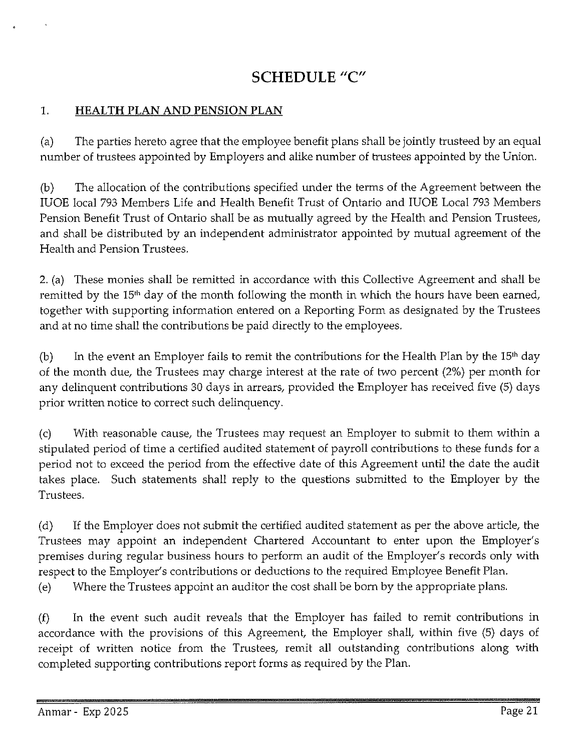# SCHEDULE "C"

1. **HEALTH PLAN AND PENSION PLAN**

(a) The parties hereto agree that the employee benefit plans shall be jointly trusteed by an equal number of trustees appointed by Employers and alike number of trustees appointed by the Union.

(b) The allocation of the contributions specified under the terms of the Agreement between the IUOE local 793 Members Life and Health Benefit Trust of Ontario and IUOE Local 793 Members Pension Benefit Trust of Ontario shall be as mutually agreed by the Health and Pension Trustees, and shall be distributed by an independent administrator appointed by mutual agreement of the Health and Pension Trustees.

2. (a) These monies shall be remitted in accordance with this Collective Agreement and shall be remitted by the 15th day of the month following the month in which the hours have been earned, together with supporting information entered on a Reporting Form as designated by the Trustees and at no time shall the contributions be paid directly to the employees.

(b) In the event an Employer fails to remit the contributions for the Health Plan by the 15th day of the month due, the Trustees may charge interest at the rate of two percent (2%) per month for any delinquent contributions 30 days in arrears, provided the Employer has received five (5) days prior written notice to correct such delinquency.

(c) With reasonable cause, the Trustees may request an Employer to submit to them within a stipulated period of time a certified audited statement of payroll contributions to these funds for a period not to exceed the period from the effective date of this Agreement until the date the audit takes place. Such statements shall reply to the questions submitted to the Employer by the Trustees.

(d) If the Employer does not submit the certified audited statement as per the above article, the Trustees may appoint an independent Chartered Accountant to enter upon the Employer's premises during regular business hours to perform an audit of the Employer's records only with respect to the Employer's contributions or deductions to the required Employee Benefit Plan.

(e) Where the Trustees appoint an auditor the cost shall be born by the appropriate plans.

(f) In the event such audit reveals that the Employer has failed to remit contributions in accordance with the provisions of this Agreement, the Employer shall, within five (5) days of receipt of written notice from the Trustees, remit all outstanding contributions along with completed supporting contributions report forms as required by the Plan.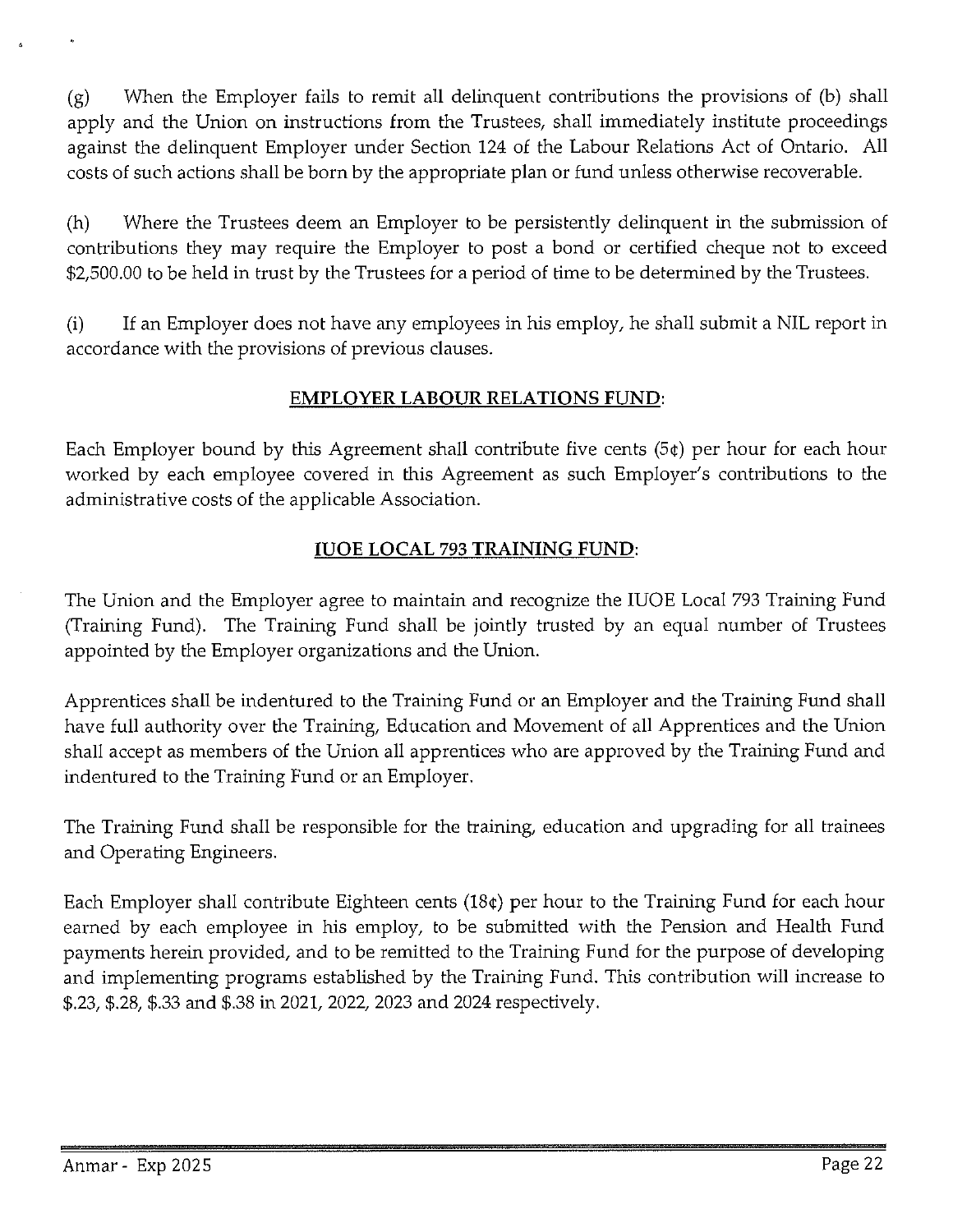(g) When the Employer fails to remit all delinquent contributions the provisions of (b) shall apply and the Union on instructions from the Trustees, shall immediately institute proceedings against the delinquent Employer under Section 124 of the Labour Relations Act of Ontario. All costs of such actions shall be born by the appropriate plan or fund unless otherwise recoverable.

(h) Where the Trustees deem an Employer to be persistently delinquent in the submission of contributions they may require the Employer to post a bond or certified cheque not to exceed $2,500.00 to be held in trust by the Trustees for a period of time to be determined by the Trustees.

(i) If an Employer does not have any employees in his employ, he shall submit a NIL report in accordance with the provisions of previous clauses.

## EMPLOYER LABOUR RELATIONS FUND:

Each Employer bound by this Agreement shall contribute five cents (5¢) per hour for each hour worked by each employee covered in this Agreement as such Employer's contributions to the administrative costs of the applicable Association.

## IUOE LOCAL 793 TRAINING FUND:

The Union and the Employer agree to maintain and recognize the IUOE Local 793 Training Fund (Training Fund). The Training Fund shall be jointly trusted by an equal number of Trustees appointed by the Employer organizations and the Union.

Apprentices shall be indentured to the Training Fund or an Employer and the Training Fund shall have full authority over the Training, Education and Movement of all Apprentices and the Union shall accept as members of the Union all apprentices who are approved by the Training Fund and indentured to the Training Fund or an Employer.

The Training Fund shall be responsible for the training, education and upgrading for all trainees and Operating Engineers.

Each Employer shall contribute Eighteen cents (18¢) per hour to the Training Fund for each hour earned by each employee in his employ, to be submitted with the Pension and Health Fund payments herein provided, and to be remitted to the Training Fund for the purpose of developing and implementing programs established by the Training Fund. This contribution will increase to $.23, $.28, $.33 and $.38 in 2021, 2022, 2023 and 2024 respectively.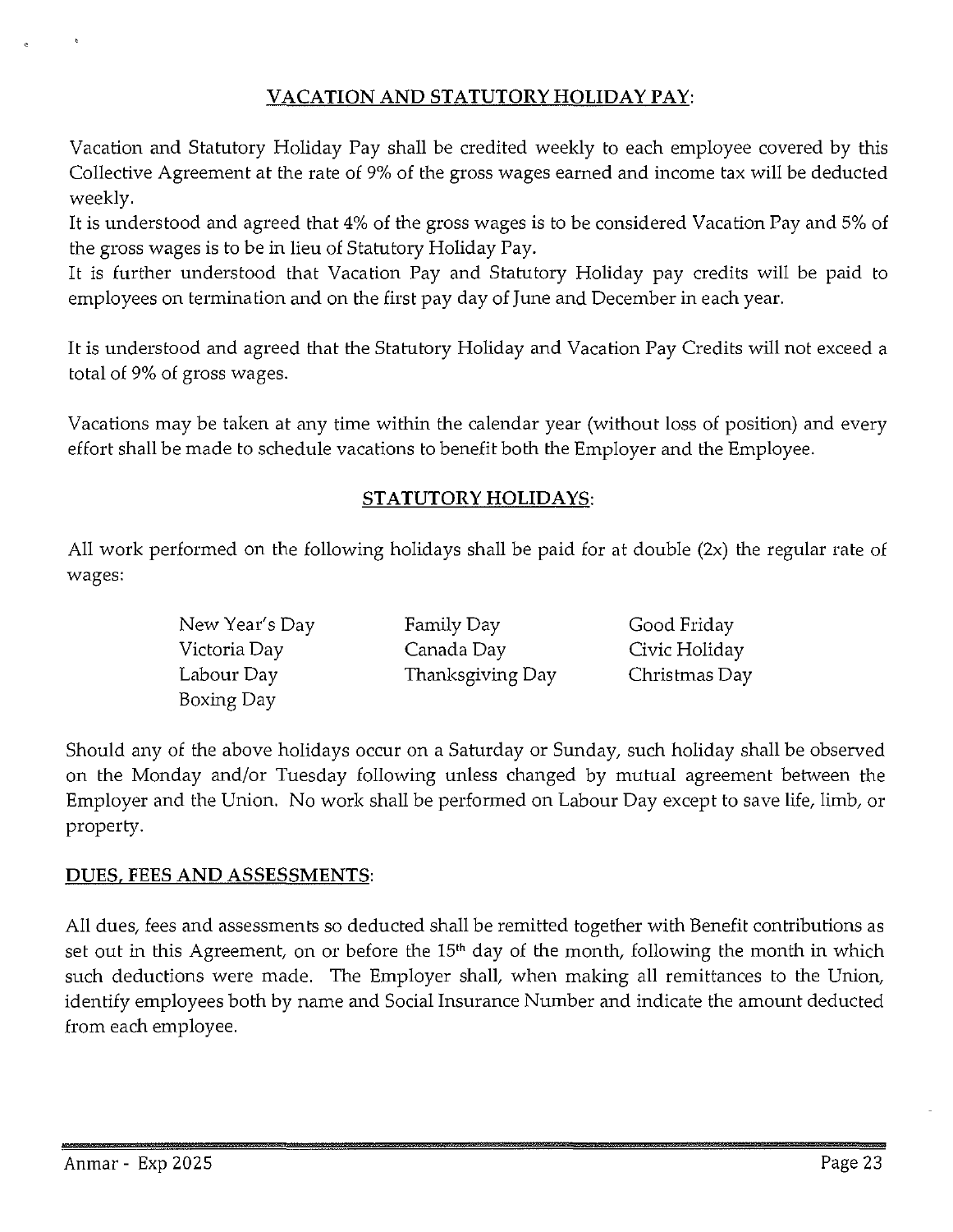## VACATION AND STATUTORY HOLIDAY PAY:

Vacation and Statutory Holiday Pay shall be credited weekly to each employee covered by this Collective Agreement at the rate of 9% of the gross wages earned and income tax will be deducted weekly.

It is understood and agreed that 4% of the gross wages is to be considered Vacation Pay and 5% of the gross wages is to be in lieu of Statutory Holiday Pay.

It is further understood that Vacation Pay and Statutory Holiday pay credits will be paid to employees on termination and on the first pay day of June and December in each year.

It is understood and agreed that the Statutory Holiday and Vacation Pay Credits will not exceed a total of 9% of gross wages.

Vacations may be taken at any time within the calendar year (without loss of position) and every effort shall be made to schedule vacations to benefit both the Employer and the Employee.

## STATUTORY HOLIDAYS:

All work performed on the following holidays shall be paid for at double (2x) the regular rate of wages:

| | | |
|---|---|---|
| New Year's Day | Family Day | Good Friday |
| Victoria Day | Canada Day | Civic Holiday |
| Labour Day | Thanksgiving Day | Christmas Day |
| Boxing Day | | |

Should any of the above holidays occur on a Saturday or Sunday, such holiday shall be observed on the Monday and/or Tuesday following unless changed by mutual agreement between the Employer and the Union. No work shall be performed on Labour Day except to save life, limb, or property.

## DUES, FEES AND ASSESSMENTS:

All dues, fees and assessments so deducted shall be remitted together with Benefit contributions as set out in this Agreement, on or before the 15th day of the month, following the month in which such deductions were made. The Employer shall, when making all remittances to the Union, identify employees both by name and Social Insurance Number and indicate the amount deducted from each employee.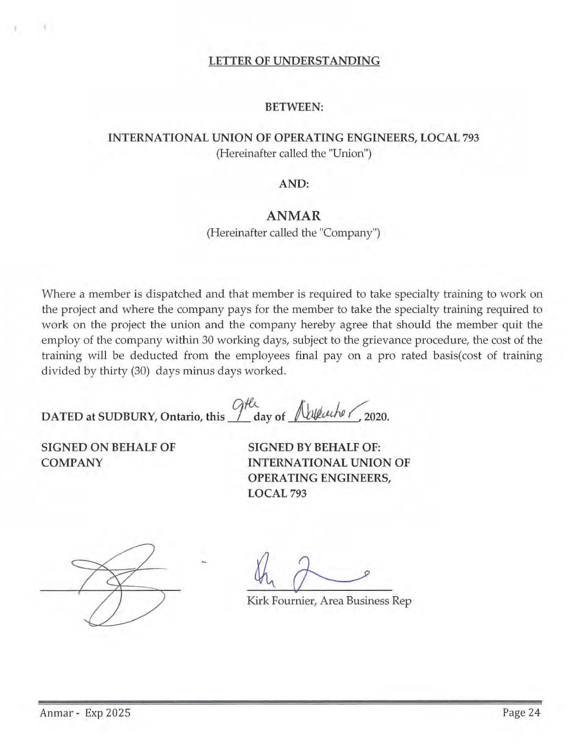## LETTER OF UNDERSTANDING

**BETWEEN:**

**INTERNATIONAL UNION OF OPERATING ENGINEERS, LOCAL 793**
(Hereinafter called the "Union")

**AND:**

**ANMAR**
(Hereinafter called the "Company")

Where a member is dispatched and that member is required to take specialty training to work on the project and where the company pays for the member to take the specialty training required to work on the project the union and the company hereby agree that should the member quit the employ of the company within 30 working days, subject to the grievance procedure, the cost of the training will be deducted from the employees final pay on a pro rated basis(cost of training divided by thirty (30) days minus days worked.

**DATED at SUDBURY, Ontario, this** 9th **day of** November**, 2020.**

**SIGNED ON BEHALF OF COMPANY**

**SIGNED BY BEHALF OF: INTERNATIONAL UNION OF OPERATING ENGINEERS, LOCAL 793**

Kirk Fournier, Area Business Rep